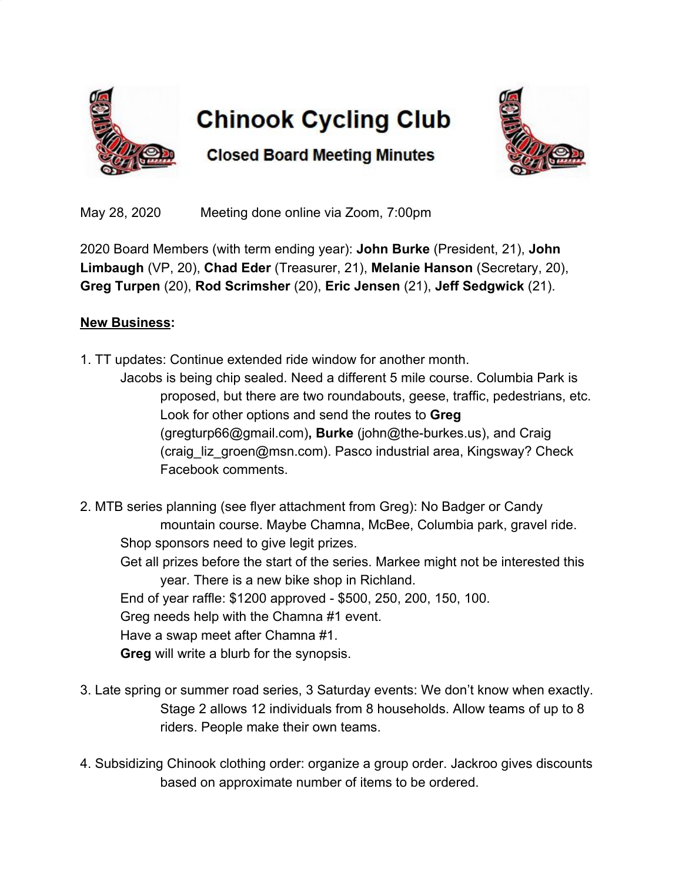# Chinook Cycling Club

## Closed Board Meeting Minutes

May 28, 2020     Meeting done online via Zoom, 7:00pm

2020 Board Members (with term ending year): **John Burke** (President, 21), **John Limbaugh** (VP, 20), **Chad Eder** (Treasurer, 21), **Melanie Hanson** (Secretary, 20), **Greg Turpen** (20), **Rod Scrimsher** (20), **Eric Jensen** (21), **Jeff Sedgwick** (21).

**New Business:**

1. TT updates: Continue extended ride window for another month.
   - Jacobs is being chip sealed. Need a different 5 mile course. Columbia Park is proposed, but there are two roundabouts, geese, traffic, pedestrians, etc. Look for other options and send the routes to **Greg** (gregturp66@gmail.com)**, Burke** (john@the-burkes.us), and Craig (craig_liz_groen@msn.com). Pasco industrial area, Kingsway? Check Facebook comments.

2. MTB series planning (see flyer attachment from Greg): No Badger or Candy mountain course. Maybe Chamna, McBee, Columbia park, gravel ride.
   - Shop sponsors need to give legit prizes.
   - Get all prizes before the start of the series. Markee might not be interested this year. There is a new bike shop in Richland.
   - End of year raffle: $1200 approved - $500, 250, 200, 150, 100.
   - Greg needs help with the Chamna #1 event.
   - Have a swap meet after Chamna #1.
   - **Greg** will write a blurb for the synopsis.

3. Late spring or summer road series, 3 Saturday events: We don't know when exactly. Stage 2 allows 12 individuals from 8 households. Allow teams of up to 8 riders. People make their own teams.

4. Subsidizing Chinook clothing order: organize a group order. Jackroo gives discounts based on approximate number of items to be ordered.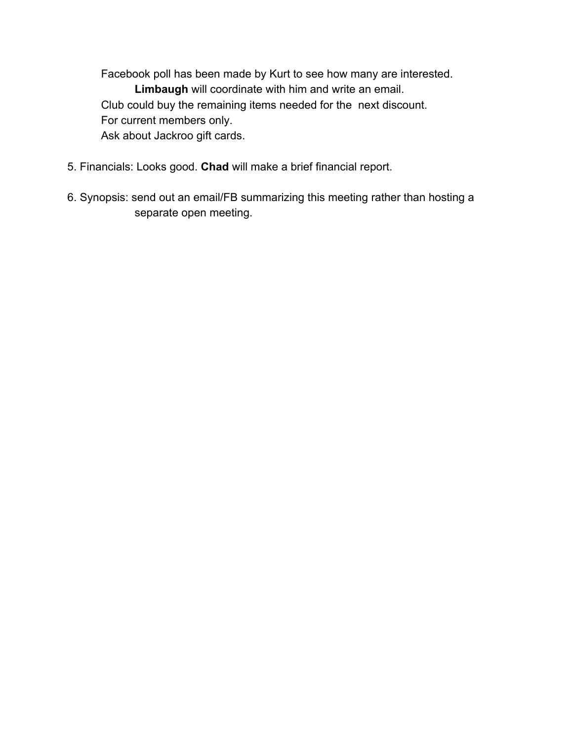Facebook poll has been made by Kurt to see how many are interested.
    **Limbaugh** will coordinate with him and write an email.
Club could buy the remaining items needed for the next discount.
For current members only.
Ask about Jackroo gift cards.

5. Financials: Looks good. **Chad** will make a brief financial report.

6. Synopsis: send out an email/FB summarizing this meeting rather than hosting a separate open meeting.